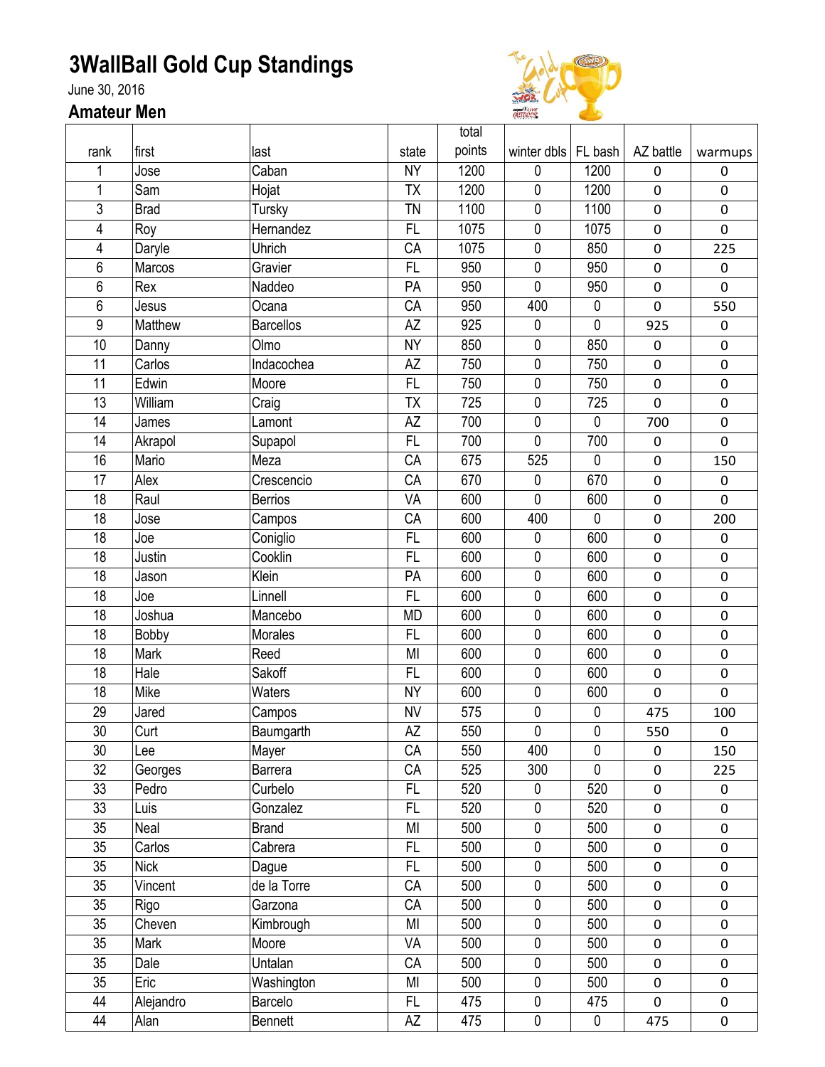# 3WallBall Gold Cup Standings

June 30, 2016

## Amateur Men

| rank | first | last | state | total points | winter dbls | FL bash | AZ battle | warmups |
|---|---|---|---|---|---|---|---|---|
| 1 | Jose | Caban | NY | 1200 | 0 | 1200 | 0 | 0 |
| 1 | Sam | Hojat | TX | 1200 | 0 | 1200 | 0 | 0 |
| 3 | Brad | Tursky | TN | 1100 | 0 | 1100 | 0 | 0 |
| 4 | Roy | Hernandez | FL | 1075 | 0 | 1075 | 0 | 0 |
| 4 | Daryle | Uhrich | CA | 1075 | 0 | 850 | 0 | 225 |
| 6 | Marcos | Gravier | FL | 950 | 0 | 950 | 0 | 0 |
| 6 | Rex | Naddeo | PA | 950 | 0 | 950 | 0 | 0 |
| 6 | Jesus | Ocana | CA | 950 | 400 | 0 | 0 | 550 |
| 9 | Matthew | Barcellos | AZ | 925 | 0 | 0 | 925 | 0 |
| 10 | Danny | Olmo | NY | 850 | 0 | 850 | 0 | 0 |
| 11 | Carlos | Indacochea | AZ | 750 | 0 | 750 | 0 | 0 |
| 11 | Edwin | Moore | FL | 750 | 0 | 750 | 0 | 0 |
| 13 | William | Craig | TX | 725 | 0 | 725 | 0 | 0 |
| 14 | James | Lamont | AZ | 700 | 0 | 0 | 700 | 0 |
| 14 | Akrapol | Supapol | FL | 700 | 0 | 700 | 0 | 0 |
| 16 | Mario | Meza | CA | 675 | 525 | 0 | 0 | 150 |
| 17 | Alex | Crescencio | CA | 670 | 0 | 670 | 0 | 0 |
| 18 | Raul | Berrios | VA | 600 | 0 | 600 | 0 | 0 |
| 18 | Jose | Campos | CA | 600 | 400 | 0 | 0 | 200 |
| 18 | Joe | Coniglio | FL | 600 | 0 | 600 | 0 | 0 |
| 18 | Justin | Cooklin | FL | 600 | 0 | 600 | 0 | 0 |
| 18 | Jason | Klein | PA | 600 | 0 | 600 | 0 | 0 |
| 18 | Joe | Linnell | FL | 600 | 0 | 600 | 0 | 0 |
| 18 | Joshua | Mancebo | MD | 600 | 0 | 600 | 0 | 0 |
| 18 | Bobby | Morales | FL | 600 | 0 | 600 | 0 | 0 |
| 18 | Mark | Reed | MI | 600 | 0 | 600 | 0 | 0 |
| 18 | Hale | Sakoff | FL | 600 | 0 | 600 | 0 | 0 |
| 18 | Mike | Waters | NY | 600 | 0 | 600 | 0 | 0 |
| 29 | Jared | Campos | NV | 575 | 0 | 0 | 475 | 100 |
| 30 | Curt | Baumgarth | AZ | 550 | 0 | 0 | 550 | 0 |
| 30 | Lee | Mayer | CA | 550 | 400 | 0 | 0 | 150 |
| 32 | Georges | Barrera | CA | 525 | 300 | 0 | 0 | 225 |
| 33 | Pedro | Curbelo | FL | 520 | 0 | 520 | 0 | 0 |
| 33 | Luis | Gonzalez | FL | 520 | 0 | 520 | 0 | 0 |
| 35 | Neal | Brand | MI | 500 | 0 | 500 | 0 | 0 |
| 35 | Carlos | Cabrera | FL | 500 | 0 | 500 | 0 | 0 |
| 35 | Nick | Dague | FL | 500 | 0 | 500 | 0 | 0 |
| 35 | Vincent | de la Torre | CA | 500 | 0 | 500 | 0 | 0 |
| 35 | Rigo | Garzona | CA | 500 | 0 | 500 | 0 | 0 |
| 35 | Cheven | Kimbrough | MI | 500 | 0 | 500 | 0 | 0 |
| 35 | Mark | Moore | VA | 500 | 0 | 500 | 0 | 0 |
| 35 | Dale | Untalan | CA | 500 | 0 | 500 | 0 | 0 |
| 35 | Eric | Washington | MI | 500 | 0 | 500 | 0 | 0 |
| 44 | Alejandro | Barcelo | FL | 475 | 0 | 475 | 0 | 0 |
| 44 | Alan | Bennett | AZ | 475 | 0 | 0 | 475 | 0 |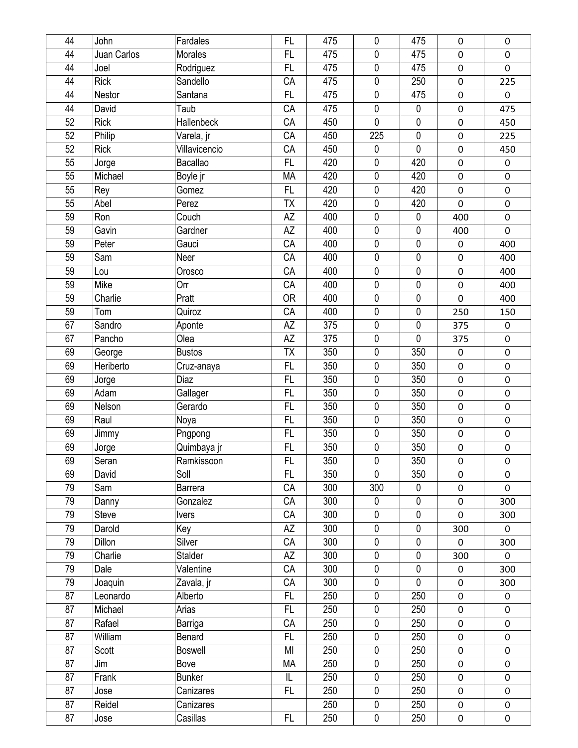| | | | | | | | | |
|---|---|---|---|---|---|---|---|---|
| 44 | John | Fardales | FL | 475 | 0 | 475 | 0 | 0 |
| 44 | Juan Carlos | Morales | FL | 475 | 0 | 475 | 0 | 0 |
| 44 | Joel | Rodriguez | FL | 475 | 0 | 475 | 0 | 0 |
| 44 | Rick | Sandello | CA | 475 | 0 | 250 | 0 | 225 |
| 44 | Nestor | Santana | FL | 475 | 0 | 475 | 0 | 0 |
| 44 | David | Taub | CA | 475 | 0 | 0 | 0 | 475 |
| 52 | Rick | Hallenbeck | CA | 450 | 0 | 0 | 0 | 450 |
| 52 | Philip | Varela, jr | CA | 450 | 225 | 0 | 0 | 225 |
| 52 | Rick | Villavicencio | CA | 450 | 0 | 0 | 0 | 450 |
| 55 | Jorge | Bacallao | FL | 420 | 0 | 420 | 0 | 0 |
| 55 | Michael | Boyle jr | MA | 420 | 0 | 420 | 0 | 0 |
| 55 | Rey | Gomez | FL | 420 | 0 | 420 | 0 | 0 |
| 55 | Abel | Perez | TX | 420 | 0 | 420 | 0 | 0 |
| 59 | Ron | Couch | AZ | 400 | 0 | 0 | 400 | 0 |
| 59 | Gavin | Gardner | AZ | 400 | 0 | 0 | 400 | 0 |
| 59 | Peter | Gauci | CA | 400 | 0 | 0 | 0 | 400 |
| 59 | Sam | Neer | CA | 400 | 0 | 0 | 0 | 400 |
| 59 | Lou | Orosco | CA | 400 | 0 | 0 | 0 | 400 |
| 59 | Mike | Orr | CA | 400 | 0 | 0 | 0 | 400 |
| 59 | Charlie | Pratt | OR | 400 | 0 | 0 | 0 | 400 |
| 59 | Tom | Quiroz | CA | 400 | 0 | 0 | 250 | 150 |
| 67 | Sandro | Aponte | AZ | 375 | 0 | 0 | 375 | 0 |
| 67 | Pancho | Olea | AZ | 375 | 0 | 0 | 375 | 0 |
| 69 | George | Bustos | TX | 350 | 0 | 350 | 0 | 0 |
| 69 | Heriberto | Cruz-anaya | FL | 350 | 0 | 350 | 0 | 0 |
| 69 | Jorge | Diaz | FL | 350 | 0 | 350 | 0 | 0 |
| 69 | Adam | Gallager | FL | 350 | 0 | 350 | 0 | 0 |
| 69 | Nelson | Gerardo | FL | 350 | 0 | 350 | 0 | 0 |
| 69 | Raul | Noya | FL | 350 | 0 | 350 | 0 | 0 |
| 69 | Jimmy | Pngpong | FL | 350 | 0 | 350 | 0 | 0 |
| 69 | Jorge | Quimbaya jr | FL | 350 | 0 | 350 | 0 | 0 |
| 69 | Seran | Ramkissoon | FL | 350 | 0 | 350 | 0 | 0 |
| 69 | David | Soll | FL | 350 | 0 | 350 | 0 | 0 |
| 79 | Sam | Barrera | CA | 300 | 300 | 0 | 0 | 0 |
| 79 | Danny | Gonzalez | CA | 300 | 0 | 0 | 0 | 300 |
| 79 | Steve | Ivers | CA | 300 | 0 | 0 | 0 | 300 |
| 79 | Darold | Key | AZ | 300 | 0 | 0 | 300 | 0 |
| 79 | Dillon | Silver | CA | 300 | 0 | 0 | 0 | 300 |
| 79 | Charlie | Stalder | AZ | 300 | 0 | 0 | 300 | 0 |
| 79 | Dale | Valentine | CA | 300 | 0 | 0 | 0 | 300 |
| 79 | Joaquin | Zavala, jr | CA | 300 | 0 | 0 | 0 | 300 |
| 87 | Leonardo | Alberto | FL | 250 | 0 | 250 | 0 | 0 |
| 87 | Michael | Arias | FL | 250 | 0 | 250 | 0 | 0 |
| 87 | Rafael | Barriga | CA | 250 | 0 | 250 | 0 | 0 |
| 87 | William | Benard | FL | 250 | 0 | 250 | 0 | 0 |
| 87 | Scott | Boswell | MI | 250 | 0 | 250 | 0 | 0 |
| 87 | Jim | Bove | MA | 250 | 0 | 250 | 0 | 0 |
| 87 | Frank | Bunker | IL | 250 | 0 | 250 | 0 | 0 |
| 87 | Jose | Canizares | FL | 250 | 0 | 250 | 0 | 0 |
| 87 | Reidel | Canizares | | 250 | 0 | 250 | 0 | 0 |
| 87 | Jose | Casillas | FL | 250 | 0 | 250 | 0 | 0 |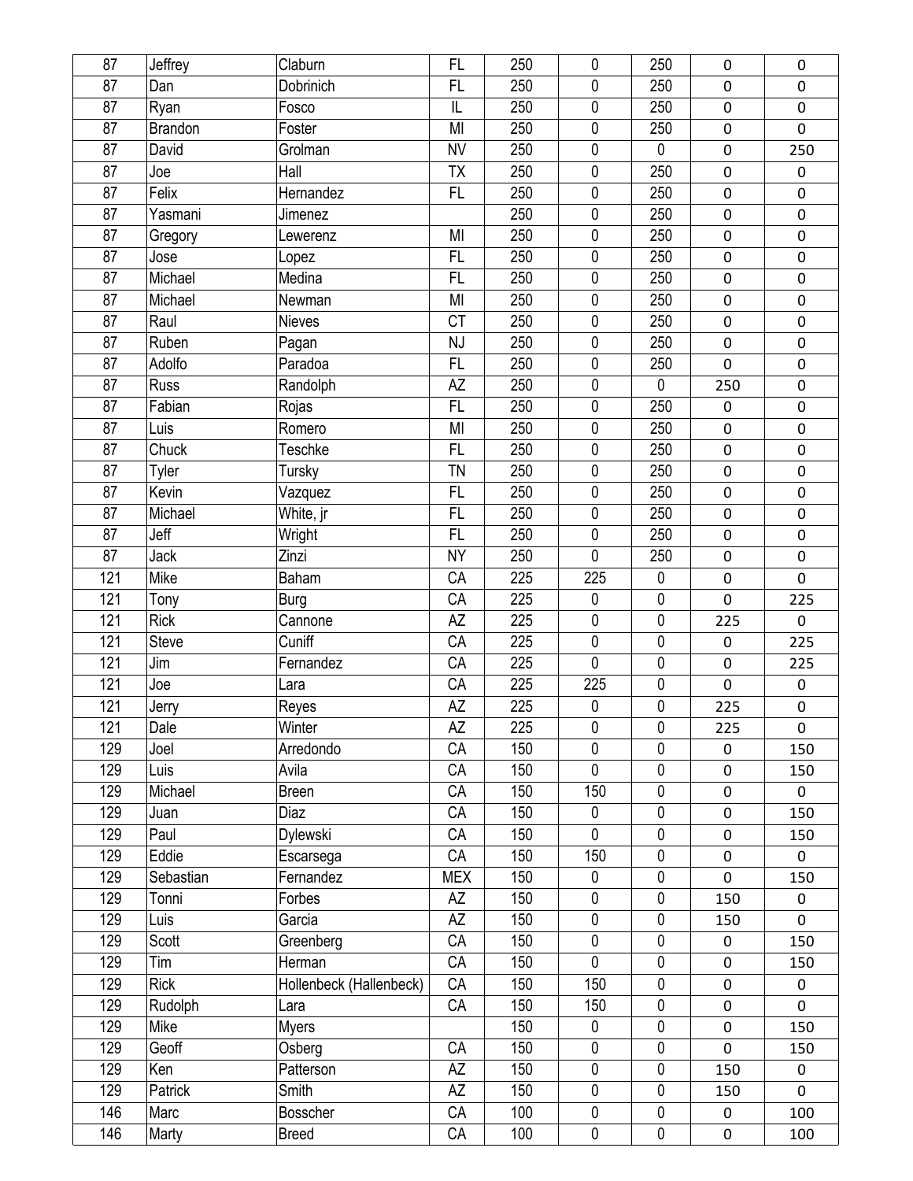| | | | | | | | | |
|---|---|---|---|---|---|---|---|---|
| 87 | Jeffrey | Claburn | FL | 250 | 0 | 250 | 0 | 0 |
| 87 | Dan | Dobrinich | FL | 250 | 0 | 250 | 0 | 0 |
| 87 | Ryan | Fosco | IL | 250 | 0 | 250 | 0 | 0 |
| 87 | Brandon | Foster | MI | 250 | 0 | 250 | 0 | 0 |
| 87 | David | Grolman | NV | 250 | 0 | 0 | 0 | 250 |
| 87 | Joe | Hall | TX | 250 | 0 | 250 | 0 | 0 |
| 87 | Felix | Hernandez | FL | 250 | 0 | 250 | 0 | 0 |
| 87 | Yasmani | Jimenez | | 250 | 0 | 250 | 0 | 0 |
| 87 | Gregory | Lewerenz | MI | 250 | 0 | 250 | 0 | 0 |
| 87 | Jose | Lopez | FL | 250 | 0 | 250 | 0 | 0 |
| 87 | Michael | Medina | FL | 250 | 0 | 250 | 0 | 0 |
| 87 | Michael | Newman | MI | 250 | 0 | 250 | 0 | 0 |
| 87 | Raul | Nieves | CT | 250 | 0 | 250 | 0 | 0 |
| 87 | Ruben | Pagan | NJ | 250 | 0 | 250 | 0 | 0 |
| 87 | Adolfo | Paradoa | FL | 250 | 0 | 250 | 0 | 0 |
| 87 | Russ | Randolph | AZ | 250 | 0 | 0 | 250 | 0 |
| 87 | Fabian | Rojas | FL | 250 | 0 | 250 | 0 | 0 |
| 87 | Luis | Romero | MI | 250 | 0 | 250 | 0 | 0 |
| 87 | Chuck | Teschke | FL | 250 | 0 | 250 | 0 | 0 |
| 87 | Tyler | Tursky | TN | 250 | 0 | 250 | 0 | 0 |
| 87 | Kevin | Vazquez | FL | 250 | 0 | 250 | 0 | 0 |
| 87 | Michael | White, jr | FL | 250 | 0 | 250 | 0 | 0 |
| 87 | Jeff | Wright | FL | 250 | 0 | 250 | 0 | 0 |
| 87 | Jack | Zinzi | NY | 250 | 0 | 250 | 0 | 0 |
| 121 | Mike | Baham | CA | 225 | 225 | 0 | 0 | 0 |
| 121 | Tony | Burg | CA | 225 | 0 | 0 | 0 | 225 |
| 121 | Rick | Cannone | AZ | 225 | 0 | 0 | 225 | 0 |
| 121 | Steve | Cuniff | CA | 225 | 0 | 0 | 0 | 225 |
| 121 | Jim | Fernandez | CA | 225 | 0 | 0 | 0 | 225 |
| 121 | Joe | Lara | CA | 225 | 225 | 0 | 0 | 0 |
| 121 | Jerry | Reyes | AZ | 225 | 0 | 0 | 225 | 0 |
| 121 | Dale | Winter | AZ | 225 | 0 | 0 | 225 | 0 |
| 129 | Joel | Arredondo | CA | 150 | 0 | 0 | 0 | 150 |
| 129 | Luis | Avila | CA | 150 | 0 | 0 | 0 | 150 |
| 129 | Michael | Breen | CA | 150 | 150 | 0 | 0 | 0 |
| 129 | Juan | Diaz | CA | 150 | 0 | 0 | 0 | 150 |
| 129 | Paul | Dylewski | CA | 150 | 0 | 0 | 0 | 150 |
| 129 | Eddie | Escarsega | CA | 150 | 150 | 0 | 0 | 0 |
| 129 | Sebastian | Fernandez | MEX | 150 | 0 | 0 | 0 | 150 |
| 129 | Tonni | Forbes | AZ | 150 | 0 | 0 | 150 | 0 |
| 129 | Luis | Garcia | AZ | 150 | 0 | 0 | 150 | 0 |
| 129 | Scott | Greenberg | CA | 150 | 0 | 0 | 0 | 150 |
| 129 | Tim | Herman | CA | 150 | 0 | 0 | 0 | 150 |
| 129 | Rick | Hollenbeck (Hallenbeck) | CA | 150 | 150 | 0 | 0 | 0 |
| 129 | Rudolph | Lara | CA | 150 | 150 | 0 | 0 | 0 |
| 129 | Mike | Myers | | 150 | 0 | 0 | 0 | 150 |
| 129 | Geoff | Osberg | CA | 150 | 0 | 0 | 0 | 150 |
| 129 | Ken | Patterson | AZ | 150 | 0 | 0 | 150 | 0 |
| 129 | Patrick | Smith | AZ | 150 | 0 | 0 | 150 | 0 |
| 146 | Marc | Bosscher | CA | 100 | 0 | 0 | 0 | 100 |
| 146 | Marty | Breed | CA | 100 | 0 | 0 | 0 | 100 |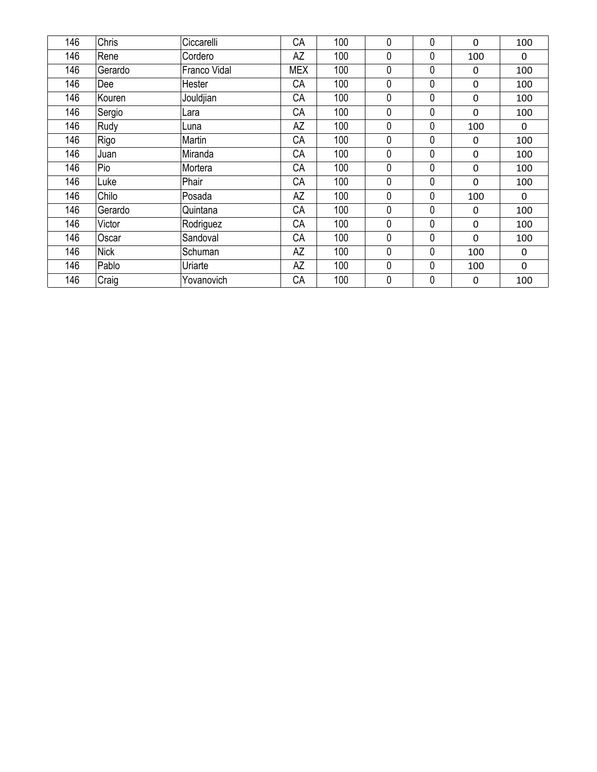| | | | | | | | | |
|---|---|---|---|---|---|---|---|---|
| 146 | Chris | Ciccarelli | CA | 100 | 0 | 0 | 0 | 100 |
| 146 | Rene | Cordero | AZ | 100 | 0 | 0 | 100 | 0 |
| 146 | Gerardo | Franco Vidal | MEX | 100 | 0 | 0 | 0 | 100 |
| 146 | Dee | Hester | CA | 100 | 0 | 0 | 0 | 100 |
| 146 | Kouren | Jouldjian | CA | 100 | 0 | 0 | 0 | 100 |
| 146 | Sergio | Lara | CA | 100 | 0 | 0 | 0 | 100 |
| 146 | Rudy | Luna | AZ | 100 | 0 | 0 | 100 | 0 |
| 146 | Rigo | Martin | CA | 100 | 0 | 0 | 0 | 100 |
| 146 | Juan | Miranda | CA | 100 | 0 | 0 | 0 | 100 |
| 146 | Pio | Mortera | CA | 100 | 0 | 0 | 0 | 100 |
| 146 | Luke | Phair | CA | 100 | 0 | 0 | 0 | 100 |
| 146 | Chilo | Posada | AZ | 100 | 0 | 0 | 100 | 0 |
| 146 | Gerardo | Quintana | CA | 100 | 0 | 0 | 0 | 100 |
| 146 | Victor | Rodriguez | CA | 100 | 0 | 0 | 0 | 100 |
| 146 | Oscar | Sandoval | CA | 100 | 0 | 0 | 0 | 100 |
| 146 | Nick | Schuman | AZ | 100 | 0 | 0 | 100 | 0 |
| 146 | Pablo | Uriarte | AZ | 100 | 0 | 0 | 100 | 0 |
| 146 | Craig | Yovanovich | CA | 100 | 0 | 0 | 0 | 100 |